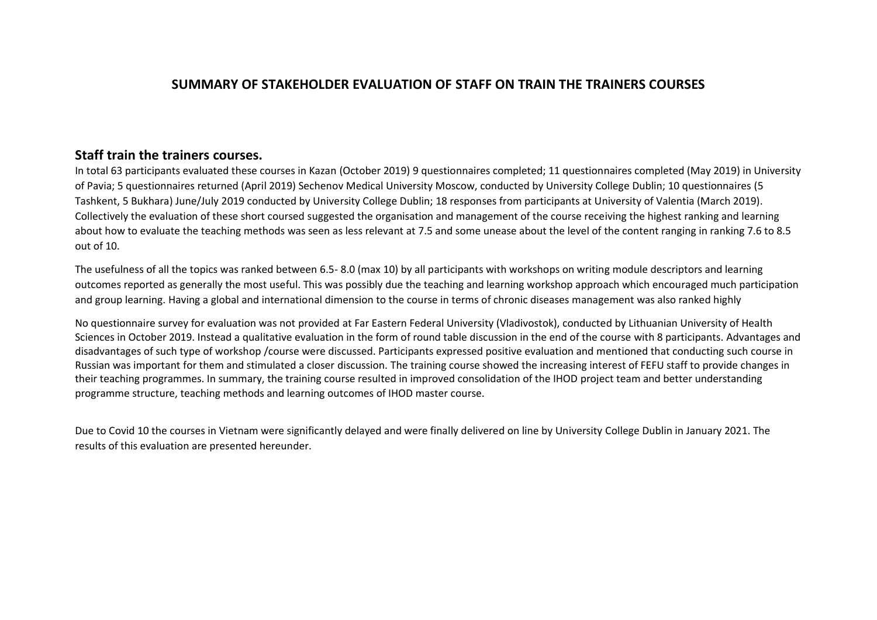# SUMMARY OF STAKEHOLDER EVALUATION OF STAFF ON TRAIN THE TRAINERS COURSES

## Staff train the trainers courses.

In total 63 participants evaluated these courses in Kazan (October 2019) 9 questionnaires completed; 11 questionnaires completed (May 2019) in University of Pavia; 5 questionnaires returned (April 2019) Sechenov Medical University Moscow, conducted by University College Dublin; 10 questionnaires (5 Tashkent, 5 Bukhara) June/July 2019 conducted by University College Dublin; 18 responses from participants at University of Valentia (March 2019). Collectively the evaluation of these short coursed suggested the organisation and management of the course receiving the highest ranking and learning about how to evaluate the teaching methods was seen as less relevant at 7.5 and some unease about the level of the content ranging in ranking 7.6 to 8.5 out of 10.

The usefulness of all the topics was ranked between 6.5- 8.0 (max 10) by all participants with workshops on writing module descriptors and learning outcomes reported as generally the most useful. This was possibly due the teaching and learning workshop approach which encouraged much participation and group learning. Having a global and international dimension to the course in terms of chronic diseases management was also ranked highly

No questionnaire survey for evaluation was not provided at Far Eastern Federal University (Vladivostok), conducted by Lithuanian University of Health Sciences in October 2019. Instead a qualitative evaluation in the form of round table discussion in the end of the course with 8 participants. Advantages and disadvantages of such type of workshop /course were discussed. Participants expressed positive evaluation and mentioned that conducting such course in Russian was important for them and stimulated a closer discussion. The training course showed the increasing interest of FEFU staff to provide changes in their teaching programmes. In summary, the training course resulted in improved consolidation of the IHOD project team and better understanding programme structure, teaching methods and learning outcomes of IHOD master course.

Due to Covid 10 the courses in Vietnam were significantly delayed and were finally delivered on line by University College Dublin in January 2021. The results of this evaluation are presented hereunder.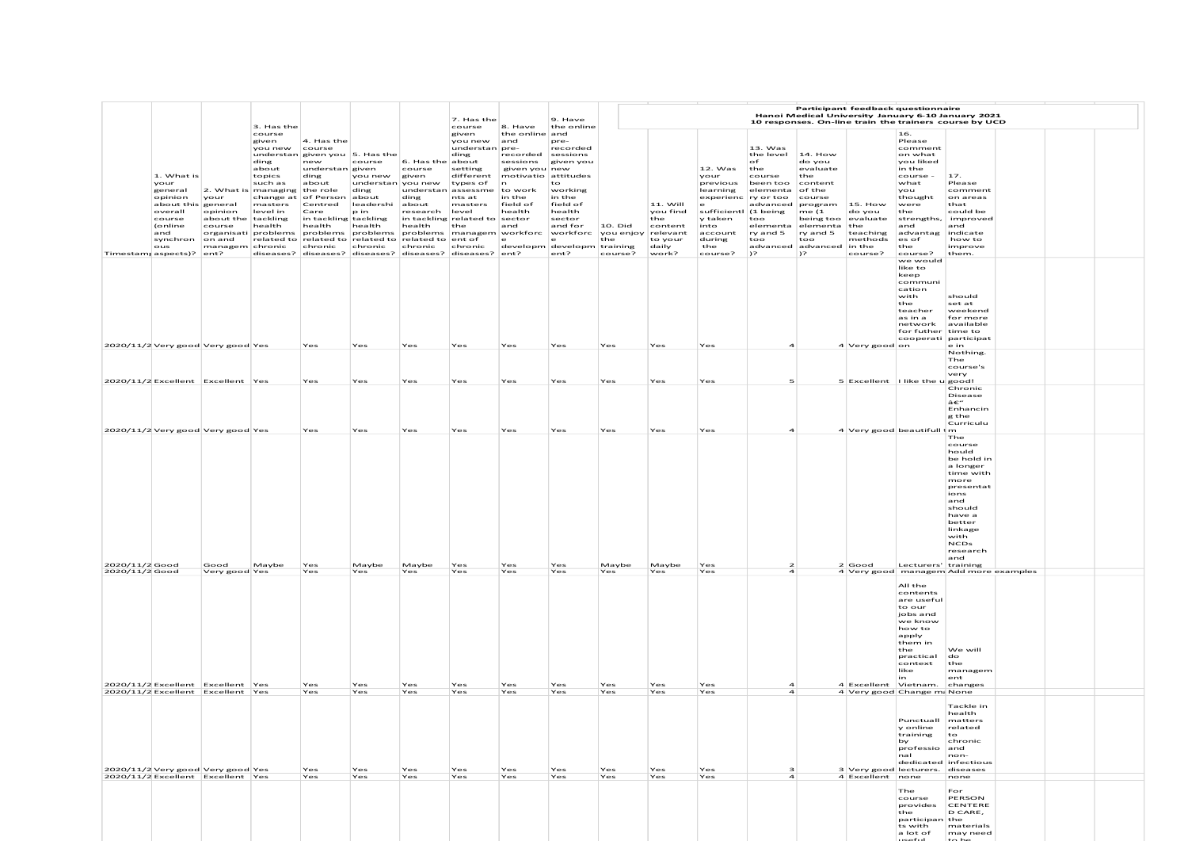**Participant feedback questionnaire**
**Hanoi Medical University January 6-10 January 2021**
**10 responses. On-line train the trainers course by UCD**

| Timestamp | 1. What is your general opinion about this overall course (online and synchronous aspects)? | 2. What is your general opinion about the course organisation and management? | 3. Has the course given you new understanding about topics such as managing change at masters level in tackling health problems related to chronic diseases? | 4. Has the course given you new understanding of the role of Person Centred Care in tackling health problems related to chronic diseases? | 5. Has the course given you new understanding about leadership in tackling health problems related to chronic diseases? | 6. Has the course given you new understanding about research in tackling health problems related to chronic diseases? | 7. Has the course given you new understanding about setting different types of assessments at masters level related to the management of chronic diseases? | 8. Have the online and pre-recorded sessions given you motivation to work in the field of health sector and workforce development? | 9. Have the online and pre-recorded sessions given you new attitudes to working in the field of health sector and for workforce development? | 10. Did you enjoy the training course? | 11. Will you find the content relevant to your daily work? | 12. Was your previous learning experience sufficiently taken into account during the course? | 13. Was the level of the course been too elementary or too advanced (1 being too elementary and 5 too advanced)? | 14. How do you evaluate the content of the course program me (1 being too elementary and 5 too advanced)? | 15. How do you evaluate the teaching methods in the course? | 16. Please comment on what you liked in the course - what you thought were the strengths, and advantages of the course? | 17. Please comment on areas that could be improved and indicate how to improve them. |
|---|---|---|---|---|---|---|---|---|---|---|---|---|---|---|---|---|---|
| 2020/11/2 | Very good | Very good | Yes | Yes | Yes | Yes | Yes | Yes | Yes | Yes | Yes | Yes | 4 | 4 | Very good | we would like to keep communication with the teacher as in a network for futher cooperation | should set at weekend for more available time to participate in |
| 2020/11/2 | Excellent | Excellent | Yes | Yes | Yes | Yes | Yes | Yes | Yes | Yes | Yes | Yes | 5 | 5 | Excellent | I like the u | Nothing. The course's very good! |
| 2020/11/2 | Very good | Very good | Yes | Yes | Yes | Yes | Yes | Yes | Yes | Yes | Yes | Yes | 4 | 4 | Very good | beautifull t | Chronic Disease â€" Enhancing the Curriculum |
| 2020/11/2 | Good | Good | Maybe | Yes | Maybe | Maybe | Yes | Yes | Yes | Maybe | Maybe | Yes | 2 | 2 | Good | Lecturers' | The course hould be hold in a longer time with more presentations and should have a better linkage with NCDs research and training |
| 2020/11/2 | Good | Very good | Yes | Yes | Yes | Yes | Yes | Yes | Yes | Yes | Yes | Yes | 4 | 4 | Very good | managem | Add more examples |
| 2020/11/2 | Excellent | Excellent | Yes | Yes | Yes | Yes | Yes | Yes | Yes | Yes | Yes | Yes | 4 | 4 | Excellent | All the contents are useful to our jobs and we know how to apply them in the practical context like in Vietnam. | We will do the management changes |
| 2020/11/2 | Excellent | Excellent | Yes | Yes | Yes | Yes | Yes | Yes | Yes | Yes | Yes | Yes | 4 | 4 | Very good | Change ma | None |
| 2020/11/2 | Very good | Very good | Yes | Yes | Yes | Yes | Yes | Yes | Yes | Yes | Yes | Yes | 3 | 3 | Very good | Punctually online training by professional dedicated lecturers. | Tackle in health matters related to chronic and non-infectious diseases |
| 2020/11/2 | Excellent | Excellent | Yes | Yes | Yes | Yes | Yes | Yes | Yes | Yes | Yes | Yes | 4 | 4 | Excellent | none | none |
| | | | | | | | | | | | | | | | | The course provides the participants with a lot of useful | For PERSON CENTERED CARE, the materials may need to be |